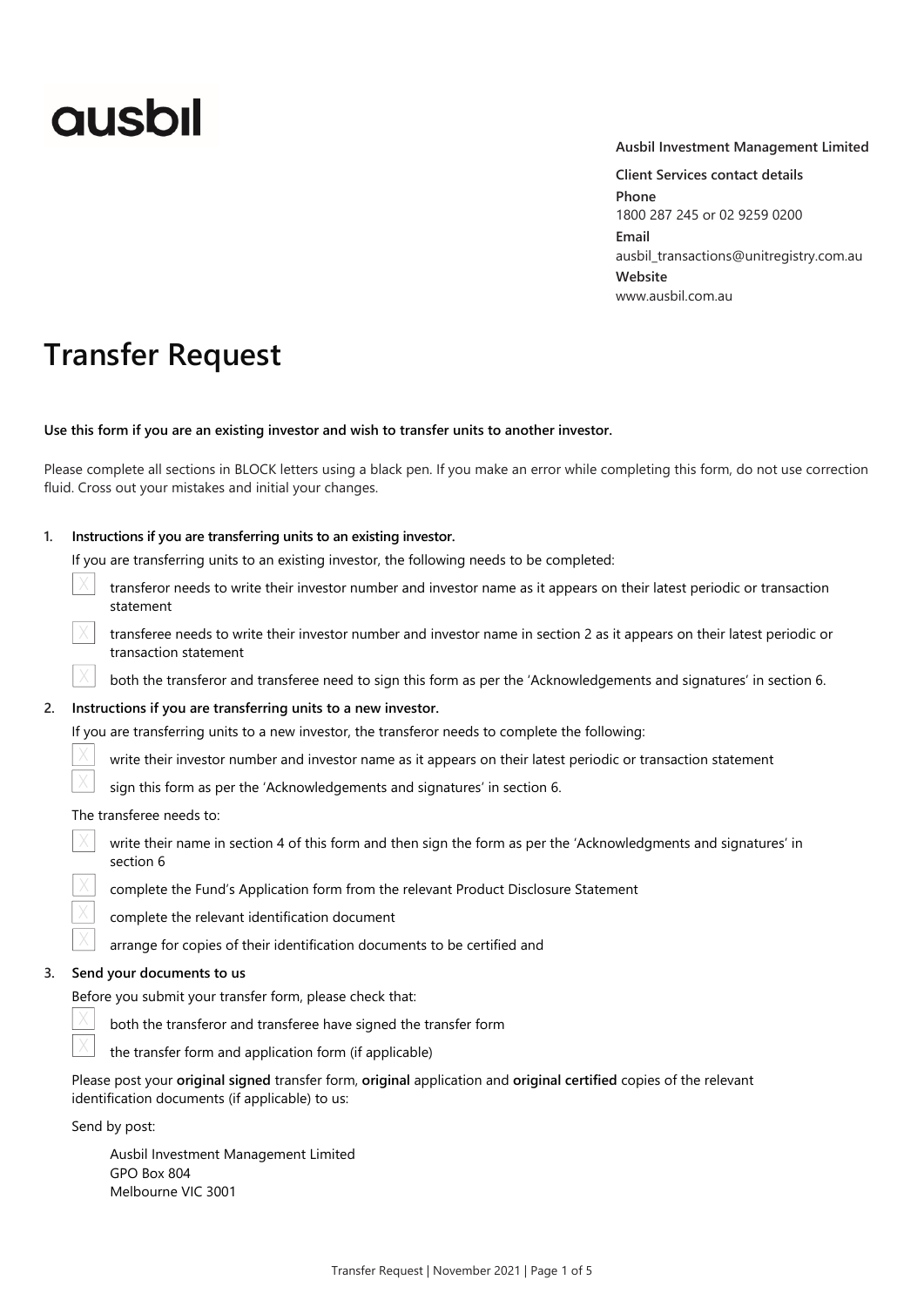# ausbil

**Ausbil Investment Management Limited**

**Client Services contact details**

**Phone**
1800 287 245 or 02 9259 0200

**Email**
ausbil_transactions@unitregistry.com.au

**Website**
www.ausbil.com.au

# Transfer Request

**Use this form if you are an existing investor and wish to transfer units to another investor.**

Please complete all sections in BLOCK letters using a black pen. If you make an error while completing this form, do not use correction fluid. Cross out your mistakes and initial your changes.

1. **Instructions if you are transferring units to an existing investor.**

   If you are transferring units to an existing investor, the following needs to be completed:

   - ☒ transferor needs to write their investor number and investor name as it appears on their latest periodic or transaction statement
   - ☒ transferee needs to write their investor number and investor name in section 2 as it appears on their latest periodic or transaction statement
   - ☒ both the transferor and transferee need to sign this form as per the 'Acknowledgements and signatures' in section 6.

2. **Instructions if you are transferring units to a new investor.**

   If you are transferring units to a new investor, the transferor needs to complete the following:

   - ☒ write their investor number and investor name as it appears on their latest periodic or transaction statement
   - ☒ sign this form as per the 'Acknowledgements and signatures' in section 6.

   The transferee needs to:

   - ☒ write their name in section 4 of this form and then sign the form as per the 'Acknowledgments and signatures' in section 6
   - ☒ complete the Fund's Application form from the relevant Product Disclosure Statement
   - ☒ complete the relevant identification document
   - ☒ arrange for copies of their identification documents to be certified and

3. **Send your documents to us**

   Before you submit your transfer form, please check that:

   - ☒ both the transferor and transferee have signed the transfer form
   - ☒ the transfer form and application form (if applicable)

   Please post your **original signed** transfer form, **original** application and **original certified** copies of the relevant identification documents (if applicable) to us:

   Send by post:

   Ausbil Investment Management Limited
   GPO Box 804
   Melbourne VIC 3001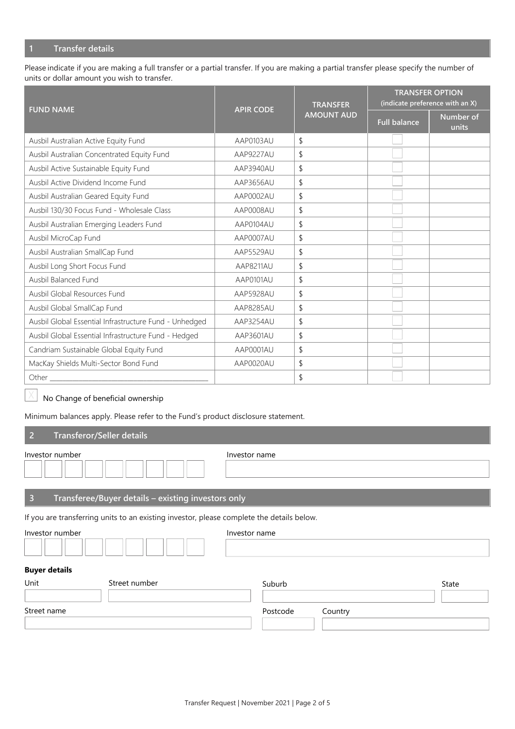## 1 Transfer details

Please indicate if you are making a full transfer or a partial transfer. If you are making a partial transfer please specify the number of units or dollar amount you wish to transfer.

| FUND NAME | APIR CODE | TRANSFER AMOUNT AUD | TRANSFER OPTION (indicate preference with an X) | |
|---|---|---|---|---|
| | | | Full balance | Number of units |
| Ausbil Australian Active Equity Fund | AAP0103AU | $ | ☐ | |
| Ausbil Australian Concentrated Equity Fund | AAP9227AU | $ | ☐ | |
| Ausbil Active Sustainable Equity Fund | AAP3940AU | $ | ☐ | |
| Ausbil Active Dividend Income Fund | AAP3656AU | $ | ☐ | |
| Ausbil Australian Geared Equity Fund | AAP0002AU | $ | ☐ | |
| Ausbil 130/30 Focus Fund - Wholesale Class | AAP0008AU | $ | ☐ | |
| Ausbil Australian Emerging Leaders Fund | AAP0104AU | $ | ☐ | |
| Ausbil MicroCap Fund | AAP0007AU | $ | ☐ | |
| Ausbil Australian SmallCap Fund | AAP5529AU | $ | ☐ | |
| Ausbil Long Short Focus Fund | AAP8211AU | $ | ☐ | |
| Ausbil Balanced Fund | AAP0101AU | $ | ☐ | |
| Ausbil Global Resources Fund | AAP5928AU | $ | ☐ | |
| Ausbil Global SmallCap Fund | AAP8285AU | $ | ☐ | |
| Ausbil Global Essential Infrastructure Fund - Unhedged | AAP3254AU | $ | ☐ | |
| Ausbil Global Essential Infrastructure Fund - Hedged | AAP3601AU | $ | ☐ | |
| Candriam Sustainable Global Equity Fund | AAP0001AU | $ | ☐ | |
| MacKay Shields Multi-Sector Bond Fund | AAP0020AU | $ | ☐ | |
| Other ______________________ | | $ | ☐ | |

☒ No Change of beneficial ownership

Minimum balances apply. Please refer to the Fund's product disclosure statement.

## 2 Transferor/Seller details

Investor number

Investor name

## 3 Transferee/Buyer details – existing investors only

If you are transferring units to an existing investor, please complete the details below.

Investor number

Investor name

**Buyer details**

Unit

Street number

Suburb

State

Street name

Postcode

Country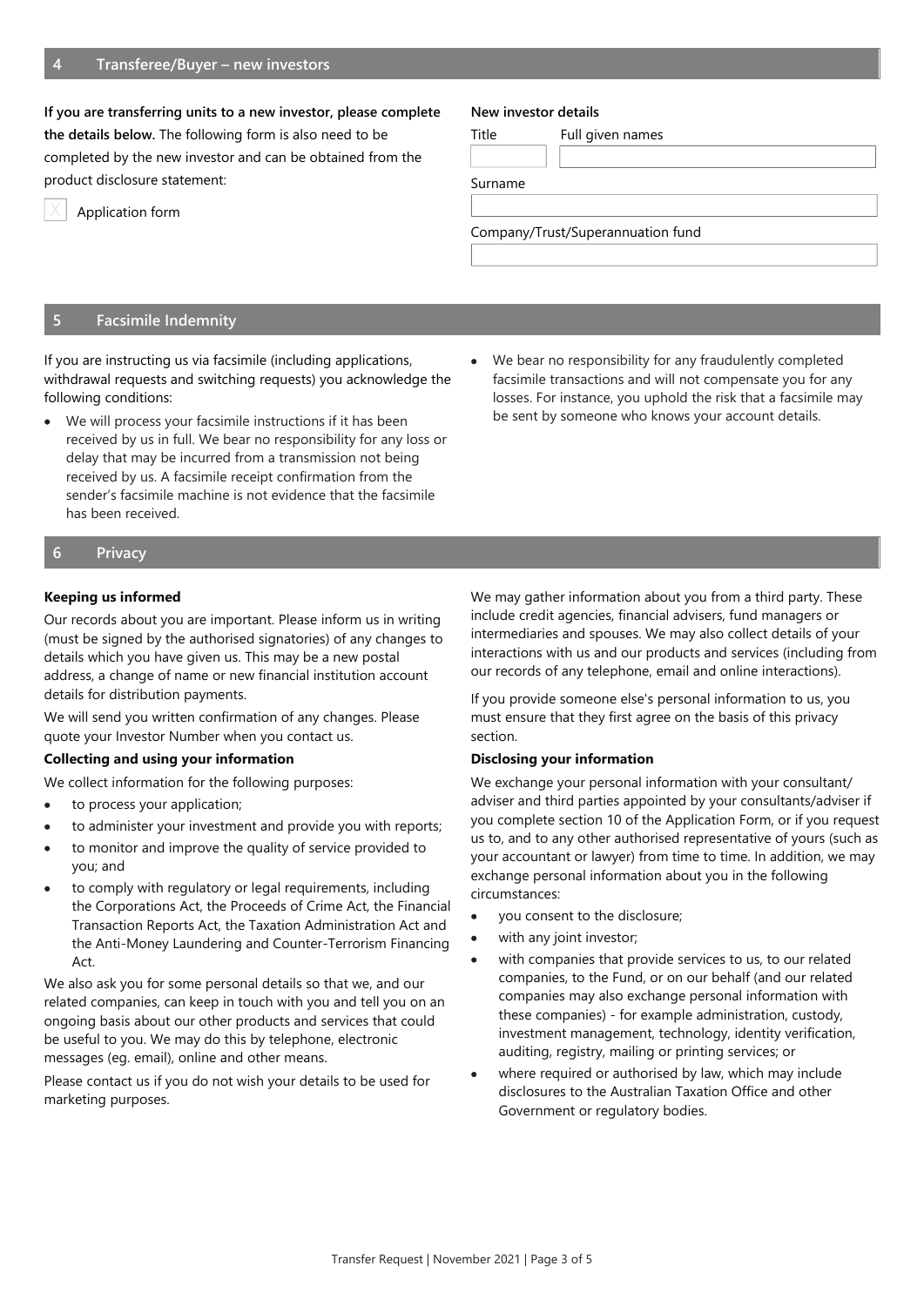## 4 Transferee/Buyer – new investors

**If you are transferring units to a new investor, please complete the details below.** The following form is also need to be completed by the new investor and can be obtained from the product disclosure statement:

☒ Application form

**New investor details**

Title

Full given names

Surname

Company/Trust/Superannuation fund

## 5 Facsimile Indemnity

If you are instructing us via facsimile (including applications, withdrawal requests and switching requests) you acknowledge the following conditions:

- We will process your facsimile instructions if it has been received by us in full. We bear no responsibility for any loss or delay that may be incurred from a transmission not being received by us. A facsimile receipt confirmation from the sender's facsimile machine is not evidence that the facsimile has been received.
- We bear no responsibility for any fraudulently completed facsimile transactions and will not compensate you for any losses. For instance, you uphold the risk that a facsimile may be sent by someone who knows your account details.

## 6 Privacy

**Keeping us informed**

Our records about you are important. Please inform us in writing (must be signed by the authorised signatories) of any changes to details which you have given us. This may be a new postal address, a change of name or new financial institution account details for distribution payments.

We will send you written confirmation of any changes. Please quote your Investor Number when you contact us.

**Collecting and using your information**

We collect information for the following purposes:

- to process your application;
- to administer your investment and provide you with reports;
- to monitor and improve the quality of service provided to you; and
- to comply with regulatory or legal requirements, including the Corporations Act, the Proceeds of Crime Act, the Financial Transaction Reports Act, the Taxation Administration Act and the Anti-Money Laundering and Counter-Terrorism Financing Act.

We also ask you for some personal details so that we, and our related companies, can keep in touch with you and tell you on an ongoing basis about our other products and services that could be useful to you. We may do this by telephone, electronic messages (eg. email), online and other means.

Please contact us if you do not wish your details to be used for marketing purposes.

We may gather information about you from a third party. These include credit agencies, financial advisers, fund managers or intermediaries and spouses. We may also collect details of your interactions with us and our products and services (including from our records of any telephone, email and online interactions).

If you provide someone else's personal information to us, you must ensure that they first agree on the basis of this privacy section.

**Disclosing your information**

We exchange your personal information with your consultant/ adviser and third parties appointed by your consultants/adviser if you complete section 10 of the Application Form, or if you request us to, and to any other authorised representative of yours (such as your accountant or lawyer) from time to time. In addition, we may exchange personal information about you in the following circumstances:

- you consent to the disclosure;
- with any joint investor;
- with companies that provide services to us, to our related companies, to the Fund, or on our behalf (and our related companies may also exchange personal information with these companies) - for example administration, custody, investment management, technology, identity verification, auditing, registry, mailing or printing services; or
- where required or authorised by law, which may include disclosures to the Australian Taxation Office and other Government or regulatory bodies.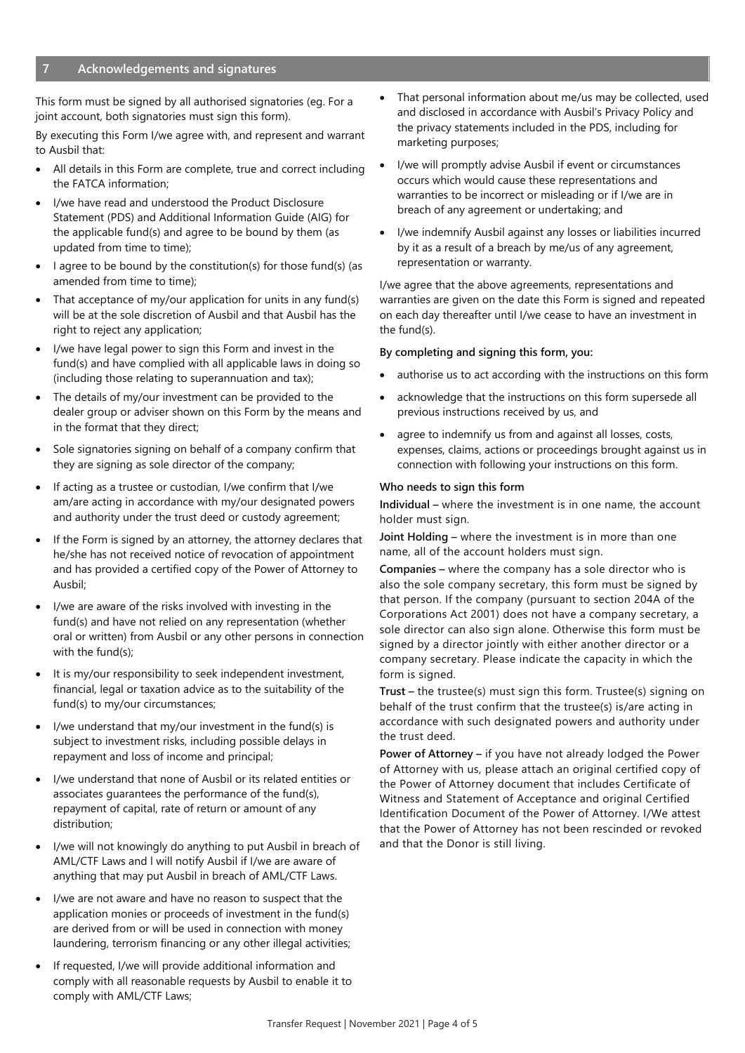## 7 Acknowledgements and signatures

This form must be signed by all authorised signatories (eg. For a joint account, both signatories must sign this form).

By executing this Form I/we agree with, and represent and warrant to Ausbil that:

- All details in this Form are complete, true and correct including the FATCA information;
- I/we have read and understood the Product Disclosure Statement (PDS) and Additional Information Guide (AIG) for the applicable fund(s) and agree to be bound by them (as updated from time to time);
- I agree to be bound by the constitution(s) for those fund(s) (as amended from time to time);
- That acceptance of my/our application for units in any fund(s) will be at the sole discretion of Ausbil and that Ausbil has the right to reject any application;
- I/we have legal power to sign this Form and invest in the fund(s) and have complied with all applicable laws in doing so (including those relating to superannuation and tax);
- The details of my/our investment can be provided to the dealer group or adviser shown on this Form by the means and in the format that they direct;
- Sole signatories signing on behalf of a company confirm that they are signing as sole director of the company;
- If acting as a trustee or custodian, I/we confirm that I/we am/are acting in accordance with my/our designated powers and authority under the trust deed or custody agreement;
- If the Form is signed by an attorney, the attorney declares that he/she has not received notice of revocation of appointment and has provided a certified copy of the Power of Attorney to Ausbil;
- I/we are aware of the risks involved with investing in the fund(s) and have not relied on any representation (whether oral or written) from Ausbil or any other persons in connection with the fund(s);
- It is my/our responsibility to seek independent investment, financial, legal or taxation advice as to the suitability of the fund(s) to my/our circumstances;
- I/we understand that my/our investment in the fund(s) is subject to investment risks, including possible delays in repayment and loss of income and principal;
- I/we understand that none of Ausbil or its related entities or associates guarantees the performance of the fund(s), repayment of capital, rate of return or amount of any distribution;
- I/we will not knowingly do anything to put Ausbil in breach of AML/CTF Laws and I will notify Ausbil if I/we are aware of anything that may put Ausbil in breach of AML/CTF Laws.
- I/we are not aware and have no reason to suspect that the application monies or proceeds of investment in the fund(s) are derived from or will be used in connection with money laundering, terrorism financing or any other illegal activities;
- If requested, I/we will provide additional information and comply with all reasonable requests by Ausbil to enable it to comply with AML/CTF Laws;
- That personal information about me/us may be collected, used and disclosed in accordance with Ausbil's Privacy Policy and the privacy statements included in the PDS, including for marketing purposes;
- I/we will promptly advise Ausbil if event or circumstances occurs which would cause these representations and warranties to be incorrect or misleading or if I/we are in breach of any agreement or undertaking; and
- I/we indemnify Ausbil against any losses or liabilities incurred by it as a result of a breach by me/us of any agreement, representation or warranty.

I/we agree that the above agreements, representations and warranties are given on the date this Form is signed and repeated on each day thereafter until I/we cease to have an investment in the fund(s).

**By completing and signing this form, you:**

- authorise us to act according with the instructions on this form
- acknowledge that the instructions on this form supersede all previous instructions received by us, and
- agree to indemnify us from and against all losses, costs, expenses, claims, actions or proceedings brought against us in connection with following your instructions on this form.

**Who needs to sign this form**

**Individual –** where the investment is in one name, the account holder must sign.

**Joint Holding –** where the investment is in more than one name, all of the account holders must sign.

**Companies –** where the company has a sole director who is also the sole company secretary, this form must be signed by that person. If the company (pursuant to section 204A of the Corporations Act 2001) does not have a company secretary, a sole director can also sign alone. Otherwise this form must be signed by a director jointly with either another director or a company secretary. Please indicate the capacity in which the form is signed.

**Trust –** the trustee(s) must sign this form. Trustee(s) signing on behalf of the trust confirm that the trustee(s) is/are acting in accordance with such designated powers and authority under the trust deed.

**Power of Attorney –** if you have not already lodged the Power of Attorney with us, please attach an original certified copy of the Power of Attorney document that includes Certificate of Witness and Statement of Acceptance and original Certified Identification Document of the Power of Attorney. I/We attest that the Power of Attorney has not been rescinded or revoked and that the Donor is still living.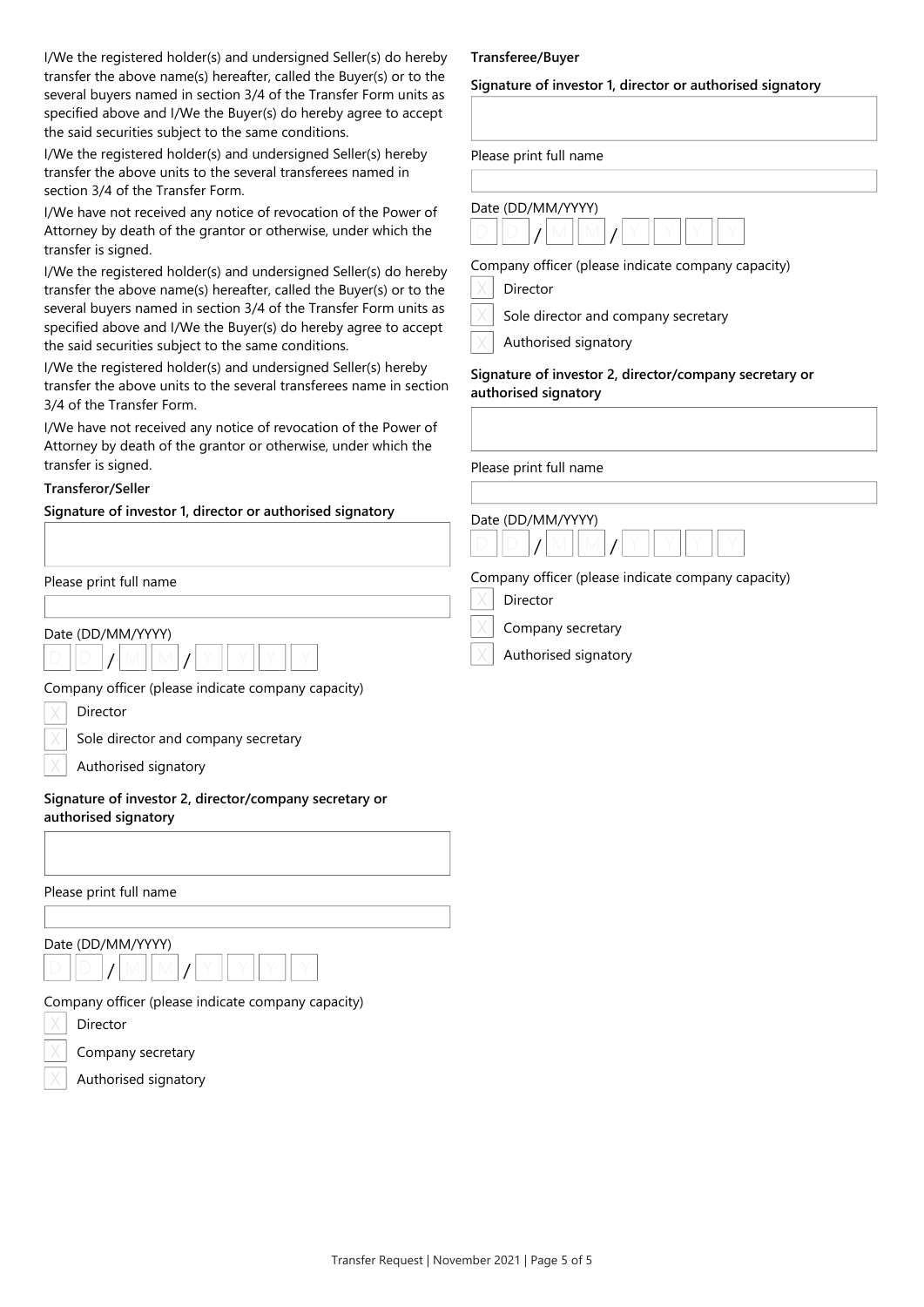I/We the registered holder(s) and undersigned Seller(s) do hereby transfer the above name(s) hereafter, called the Buyer(s) or to the several buyers named in section 3/4 of the Transfer Form units as specified above and I/We the Buyer(s) do hereby agree to accept the said securities subject to the same conditions.

I/We the registered holder(s) and undersigned Seller(s) hereby transfer the above units to the several transferees named in section 3/4 of the Transfer Form.

I/We have not received any notice of revocation of the Power of Attorney by death of the grantor or otherwise, under which the transfer is signed.

I/We the registered holder(s) and undersigned Seller(s) do hereby transfer the above name(s) hereafter, called the Buyer(s) or to the several buyers named in section 3/4 of the Transfer Form units as specified above and I/We the Buyer(s) do hereby agree to accept the said securities subject to the same conditions.

I/We the registered holder(s) and undersigned Seller(s) hereby transfer the above units to the several transferees name in section 3/4 of the Transfer Form.

I/We have not received any notice of revocation of the Power of Attorney by death of the grantor or otherwise, under which the transfer is signed.

**Transferor/Seller**

**Signature of investor 1, director or authorised signatory**

Please print full name

Date (DD/MM/YYYY)

D D / M M / Y Y Y Y

Company officer (please indicate company capacity)

- X Director
- X Sole director and company secretary
- X Authorised signatory

**Signature of investor 2, director/company secretary or authorised signatory**

Please print full name

Date (DD/MM/YYYY)

D D / M M / Y Y Y Y

Company officer (please indicate company capacity)

- X Director
- X Company secretary
- X Authorised signatory

**Transferee/Buyer**

**Signature of investor 1, director or authorised signatory**

Please print full name

Date (DD/MM/YYYY)

D D / M M / Y Y Y Y

Company officer (please indicate company capacity)

- X Director
- X Sole director and company secretary
- X Authorised signatory

**Signature of investor 2, director/company secretary or authorised signatory**

Please print full name

Date (DD/MM/YYYY)

D D / M M / Y Y Y Y

Company officer (please indicate company capacity)

- X Director
- X Company secretary
- X Authorised signatory